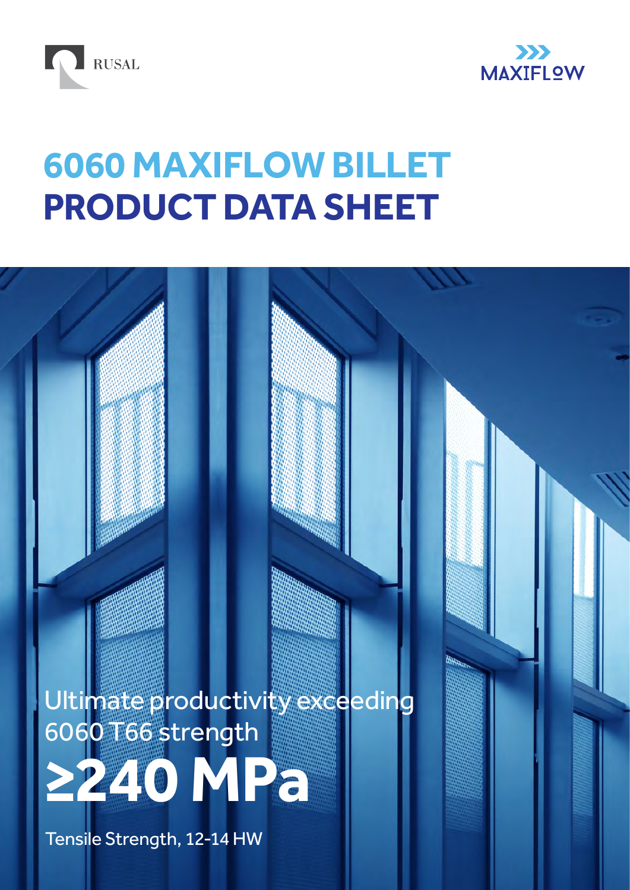RUSAL

MAXIFLOW

# 6060 MAXIFLOW BILLET PRODUCT DATA SHEET

Ultimate productivity exceeding 6060 T66 strength

**≥240 MPa**

Tensile Strength, 12-14 HW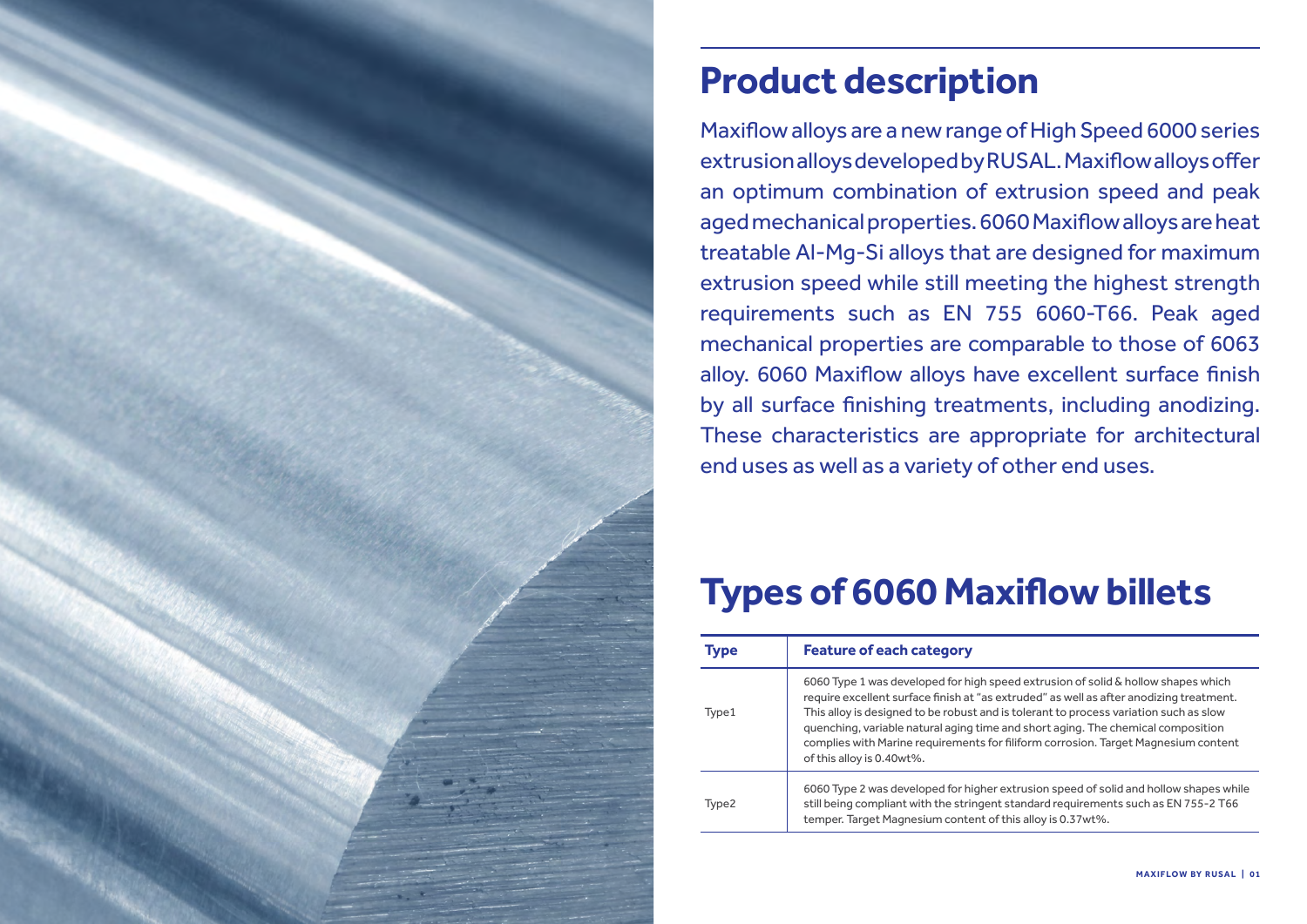## Product description

Maxiflow alloys are a new range of High Speed 6000 series extrusion alloys developed by RUSAL. Maxiflow alloys offer an optimum combination of extrusion speed and peak aged mechanical properties. 6060 Maxiflow alloys are heat treatable Al-Mg-Si alloys that are designed for maximum extrusion speed while still meeting the highest strength requirements such as EN 755 6060-T66. Peak aged mechanical properties are comparable to those of 6063 alloy. 6060 Maxiflow alloys have excellent surface finish by all surface finishing treatments, including anodizing. These characteristics are appropriate for architectural end uses as well as a variety of other end uses.

## Types of 6060 Maxiflow billets

| Type | Feature of each category |
| --- | --- |
| Type1 | 6060 Type 1 was developed for high speed extrusion of solid & hollow shapes which require excellent surface finish at "as extruded" as well as after anodizing treatment. This alloy is designed to be robust and is tolerant to process variation such as slow quenching, variable natural aging time and short aging. The chemical composition complies with Marine requirements for filiform corrosion. Target Magnesium content of this alloy is 0.40wt%. |
| Type2 | 6060 Type 2 was developed for higher extrusion speed of solid and hollow shapes while still being compliant with the stringent standard requirements such as EN 755-2 T66 temper. Target Magnesium content of this alloy is 0.37wt%. |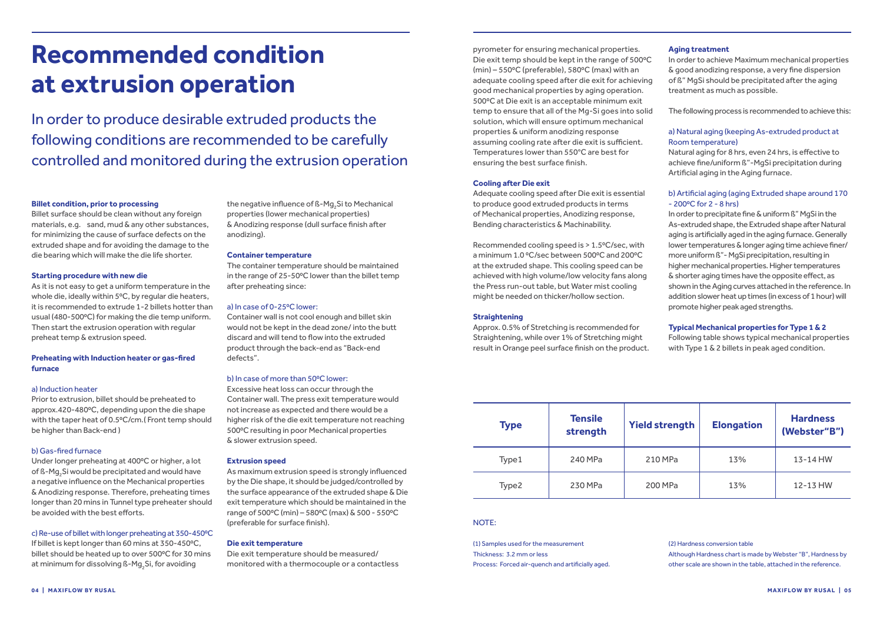# Recommended condition at extrusion operation

In order to produce desirable extruded products the following conditions are recommended to be carefully controlled and monitored during the extrusion operation

**Billet condition, prior to processing**

Billet surface should be clean without any foreign materials, e.g. sand, mud & any other substances, for minimizing the cause of surface defects on the extruded shape and for avoiding the damage to the die bearing which will make the die life shorter.

**Starting procedure with new die**

As it is not easy to get a uniform temperature in the whole die, ideally within 5°C, by regular die heaters, it is recommended to extrude 1-2 billets hotter than usual (480-500ºC) for making the die temp uniform. Then start the extrusion operation with regular preheat temp & extrusion speed.

**Preheating with Induction heater or gas-fired furnace**

a) Induction heater

Prior to extrusion, billet should be preheated to approx.420-480ºC, depending upon the die shape with the taper heat of 0.5ºC/cm.( Front temp should be higher than Back-end )

b) Gas-fired furnace

Under longer preheating at 400ºC or higher, a lot of ß-$Mg_2Si$ would be precipitated and would have a negative influence on the Mechanical properties & Anodizing response. Therefore, preheating times longer than 20 mins in Tunnel type preheater should be avoided with the best efforts.

c) Re-use of billet with longer preheating at 350-450ºC

If billet is kept longer than 60 mins at 350-450ºC, billet should be heated up to over 500ºC for 30 mins at minimum for dissolving ß-$Mg_2Si$, for avoiding the negative influence of ß-$Mg_2Si$ to Mechanical properties (lower mechanical properties) & Anodizing response (dull surface finish after anodizing).

**Container temperature**

The container temperature should be maintained in the range of 25-50ºC lower than the billet temp after preheating since:

a) In case of 0-25ºC lower:

Container wall is not cool enough and billet skin would not be kept in the dead zone/ into the butt discard and will tend to flow into the extruded product through the back-end as "Back-end defects".

b) In case of more than 50ºC lower:

Excessive heat loss can occur through the Container wall. The press exit temperature would not increase as expected and there would be a higher risk of the die exit temperature not reaching 500ºC resulting in poor Mechanical properties & slower extrusion speed.

**Extrusion speed**

As maximum extrusion speed is strongly influenced by the Die shape, it should be judged/controlled by the surface appearance of the extruded shape & Die exit temperature which should be maintained in the range of 500ºC (min) – 580ºC (max) & 500 - 550ºC (preferable for surface finish).

**Die exit temperature**

Die exit temperature should be measured/ monitored with a thermocouple or a contactless pyrometer for ensuring mechanical properties. Die exit temp should be kept in the range of 500ºC (min) – 550ºC (preferable), 580ºC (max) with an adequate cooling speed after die exit for achieving good mechanical properties by aging operation. 500ºC at Die exit is an acceptable minimum exit temp to ensure that all of the Mg-Si goes into solid solution, which will ensure optimum mechanical properties & uniform anodizing response assuming cooling rate after die exit is sufficient. Temperatures lower than 550°C are best for ensuring the best surface finish.

**Cooling after Die exit**

Adequate cooling speed after Die exit is essential to produce good extruded products in terms of Mechanical properties, Anodizing response, Bending characteristics & Machinability.

Recommended cooling speed is > 1.5ºC/sec, with a minimum 1.0 ºC/sec between 500ºC and 200ºC at the extruded shape. This cooling speed can be achieved with high volume/low velocity fans along the Press run-out table, but Water mist cooling might be needed on thicker/hollow section.

**Straightening**

Approx. 0.5% of Stretching is recommended for Straightening, while over 1% of Stretching might result in Orange peel surface finish on the product.

**Aging treatment**

In order to achieve Maximum mechanical properties & good anodizing response, a very fine dispersion of ß" MgSi should be precipitated after the aging treatment as much as possible.

The following process is recommended to achieve this:

a) Natural aging (keeping As-extruded product at Room temperature)

Natural aging for 8 hrs, even 24 hrs, is effective to achieve fine/uniform ß"-MgSi precipitation during Artificial aging in the Aging furnace.

b) Artificial aging (aging Extruded shape around 170 - 200ºC for 2 - 8 hrs)

In order to precipitate fine & uniform ß" MgSi in the As-extruded shape, the Extruded shape after Natural aging is artificially aged in the aging furnace. Generally lower temperatures & longer aging time achieve finer/ more uniform ß"- MgSi precipitation, resulting in higher mechanical properties. Higher temperatures & shorter aging times have the opposite effect, as shown in the Aging curves attached in the reference. In addition slower heat up times (in excess of 1 hour) will promote higher peak aged strengths.

**Typical Mechanical properties for Type 1 & 2**

Following table shows typical mechanical properties with Type 1 & 2 billets in peak aged condition.

| Type | Tensile strength | Yield strength | Elongation | Hardness (Webster"B") |
|---|---|---|---|---|
| Type1 | 240 MPa | 210 MPa | 13% | 13-14 HW |
| Type2 | 230 MPa | 200 MPa | 13% | 12-13 HW |

NOTE:

(1) Samples used for the measurement
Thickness: 3.2 mm or less
Process: Forced air-quench and artificially aged.

(2) Hardness conversion table
Although Hardness chart is made by Webster "B", Hardness by other scale are shown in the table, attached in the reference.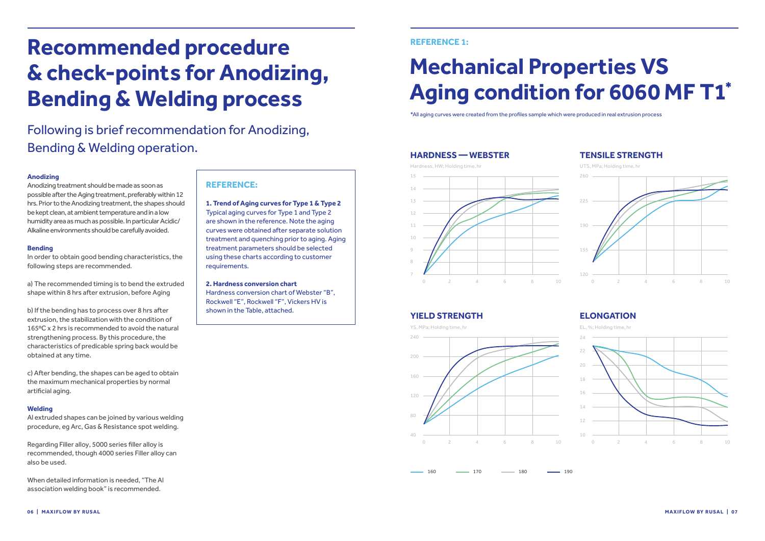# Recommended procedure & check-points for Anodizing, Bending & Welding process

## Following is brief recommendation for Anodizing, Bending & Welding operation.

**Anodizing**

Anodizing treatment should be made as soon as possible after the Aging treatment, preferably within 12 hrs. Prior to the Anodizing treatment, the shapes should be kept clean, at ambient temperature and in a low humidity area as much as possible. In particular Acidic/Alkaline environments should be carefully avoided.

**Bending**

In order to obtain good bending characteristics, the following steps are recommended.

a) The recommended timing is to bend the extruded shape within 8 hrs after extrusion, before Aging

b) If the bending has to process over 8 hrs after extrusion, the stabilization with the condition of 165°C x 2 hrs is recommended to avoid the natural strengthening process. By this procedure, the characteristics of predicable spring back would be obtained at any time.

c) After bending, the shapes can be aged to obtain the maximum mechanical properties by normal artificial aging.

**Welding**

Al extruded shapes can be joined by various welding procedure, eg Arc, Gas & Resistance spot welding.

Regarding Filler alloy, 5000 series filler alloy is recommended, though 4000 series Filler alloy can also be used.

When detailed information is needed, "The Al association welding book" is recommended.

### REFERENCE:

**1. Trend of Aging curves for Type 1 & Type 2**
Typical aging curves for Type 1 and Type 2 are shown in the reference. Note the aging curves were obtained after separate solution treatment and quenching prior to aging. Aging treatment parameters should be selected using these charts according to customer requirements.

**2. Hardness conversion chart**
Hardness conversion chart of Webster "B", Rockwell "E", Rockwell "F", Vickers HV is shown in the Table, attached.

**REFERENCE 1:**

# Mechanical Properties VS Aging condition for 6060 MF T1*

*All aging curves were created from the profiles sample which were produced in real extrusion process

### HARDNESS — WEBSTER

Hardness, HW; Holding time, hr

15, 14, 13, 12, 11, 10, 9, 8, 7

0, 2, 4, 6, 8, 10

### TENSILE STRENGTH

UTS, MPa; Holding time, hr

260, 225, 190, 155, 120

0, 2, 4, 6, 8, 10

### YIELD STRENGTH

YS, MPa; Holding time, hr

240, 200, 160, 120, 80, 40

0, 2, 4, 6, 8, 10

### ELONGATION

EL, %; Holding time, hr

24, 22, 20, 18, 16, 14, 12, 10

0, 2, 4, 6, 8, 10

160 — 170 — 180 — 190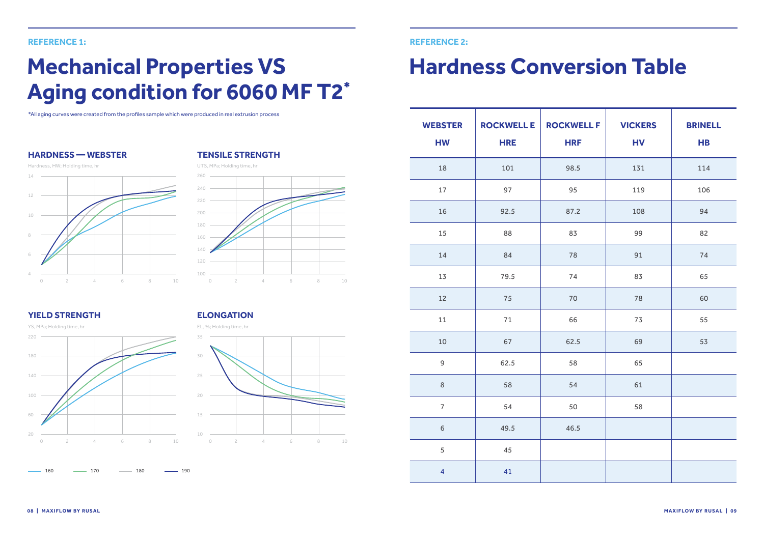REFERENCE 1:

# Mechanical Properties VS Aging condition for 6060 MF T2*

*All aging curves were created from the profiles sample which were produced in real extrusion process

### HARDNESS — WEBSTER

Hardness, HW; Holding time, hr

14
12
10
8
6
4
0 2 4 6 8 10

### TENSILE STRENGTH

UTS, MPa; Holding time, hr

260
240
220
200
180
160
140
120
100
0 2 4 6 8 10

### YIELD STRENGTH

YS, MPa; Holding time, hr

220
180
140
100
60
20
0 2 4 6 8 10

### ELONGATION

EL, %; Holding time, hr

35
30
25
20
15
10
0 2 4 6 8 10

160 170 180 190

REFERENCE 2:

# Hardness Conversion Table

| WEBSTER HW | ROCKWELL E HRE | ROCKWELL F HRF | VICKERS HV | BRINELL HB |
|---|---|---|---|---|
| 18 | 101 | 98.5 | 131 | 114 |
| 17 | 97 | 95 | 119 | 106 |
| 16 | 92.5 | 87.2 | 108 | 94 |
| 15 | 88 | 83 | 99 | 82 |
| 14 | 84 | 78 | 91 | 74 |
| 13 | 79.5 | 74 | 83 | 65 |
| 12 | 75 | 70 | 78 | 60 |
| 11 | 71 | 66 | 73 | 55 |
| 10 | 67 | 62.5 | 69 | 53 |
| 9 | 62.5 | 58 | 65 | |
| 8 | 58 | 54 | 61 | |
| 7 | 54 | 50 | 58 | |
| 6 | 49.5 | 46.5 | | |
| 5 | 45 | | | |
| 4 | 41 | | | |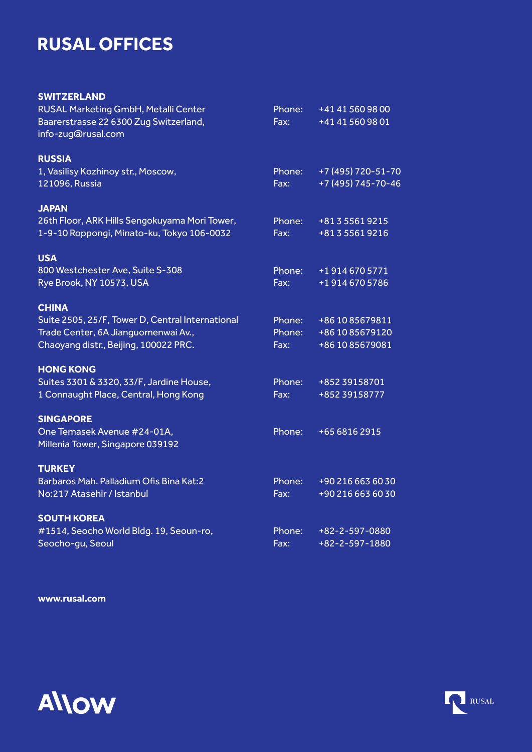# RUSAL OFFICES

**SWITZERLAND**
RUSAL Marketing GmbH, Metalli Center
Baarerstrasse 22 6300 Zug Switzerland,
info-zug@rusal.com

Phone: +41 41 560 98 00
Fax: +41 41 560 98 01

**RUSSIA**
1, Vasilisy Kozhinoy str., Moscow,
121096, Russia

Phone: +7 (495) 720-51-70
Fax: +7 (495) 745-70-46

**JAPAN**
26th Floor, ARK Hills Sengokuyama Mori Tower,
1-9-10 Roppongi, Minato-ku, Tokyo 106-0032

Phone: +81 3 5561 9215
Fax: +81 3 5561 9216

**USA**
800 Westchester Ave, Suite S-308
Rye Brook, NY 10573, USA

Phone: +1 914 670 5771
Fax: +1 914 670 5786

**CHINA**
Suite 2505, 25/F, Tower D, Central International
Trade Center, 6A Jianguomenwai Av.,
Chaoyang distr., Beijing, 100022 PRC.

Phone: +86 10 85679811
Phone: +86 10 85679120
Fax: +86 10 85679081

**HONG KONG**
Suites 3301 & 3320, 33/F, Jardine House,
1 Connaught Place, Central, Hong Kong

Phone: +852 39158701
Fax: +852 39158777

**SINGAPORE**
One Temasek Avenue #24-01A,
Millenia Tower, Singapore 039192

Phone: +65 6816 2915

**TURKEY**
Barbaros Mah. Palladium Ofis Bina Kat:2
No:217 Atasehir / Istanbul

Phone: +90 216 663 60 30
Fax: +90 216 663 60 30

**SOUTH KOREA**
#1514, Seocho World Bldg. 19, Seoun-ro,
Seocho-gu, Seoul

Phone: +82-2-597-0880
Fax: +82-2-597-1880

**www.rusal.com**

ALLOW

RUSAL